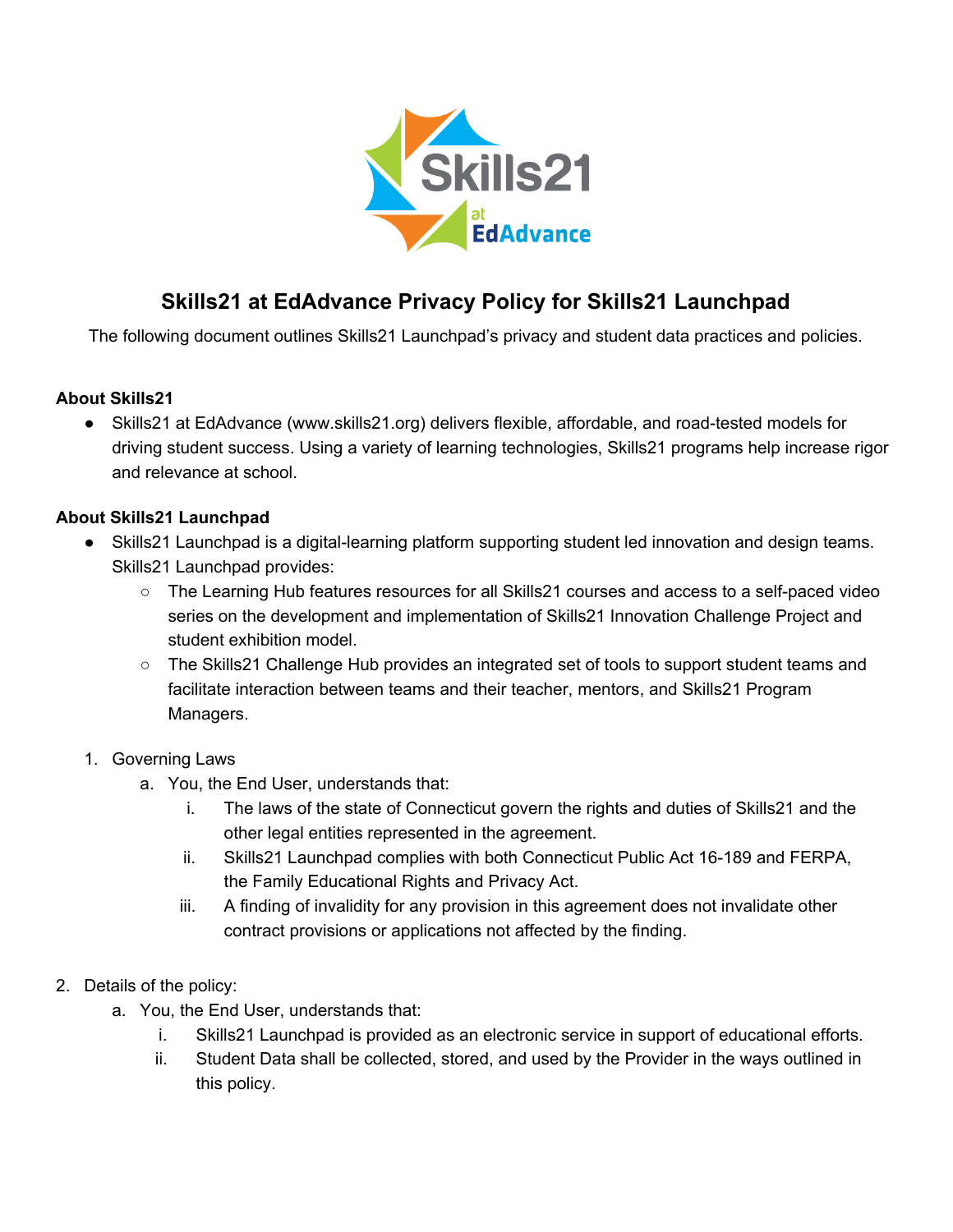# Skills21 at EdAdvance Privacy Policy for Skills21 Launchpad

The following document outlines Skills21 Launchpad's privacy and student data practices and policies.

**About Skills21**

- Skills21 at EdAdvance (www.skills21.org) delivers flexible, affordable, and road-tested models for driving student success. Using a variety of learning technologies, Skills21 programs help increase rigor and relevance at school.

**About Skills21 Launchpad**

- Skills21 Launchpad is a digital-learning platform supporting student led innovation and design teams. Skills21 Launchpad provides:
  - The Learning Hub features resources for all Skills21 courses and access to a self-paced video series on the development and implementation of Skills21 Innovation Challenge Project and student exhibition model.
  - The Skills21 Challenge Hub provides an integrated set of tools to support student teams and facilitate interaction between teams and their teacher, mentors, and Skills21 Program Managers.

1. Governing Laws
   a. You, the End User, understands that:
      i. The laws of the state of Connecticut govern the rights and duties of Skills21 and the other legal entities represented in the agreement.
      ii. Skills21 Launchpad complies with both Connecticut Public Act 16-189 and FERPA, the Family Educational Rights and Privacy Act.
      iii. A finding of invalidity for any provision in this agreement does not invalidate other contract provisions or applications not affected by the finding.

2. Details of the policy:
   a. You, the End User, understands that:
      i. Skills21 Launchpad is provided as an electronic service in support of educational efforts.
      ii. Student Data shall be collected, stored, and used by the Provider in the ways outlined in this policy.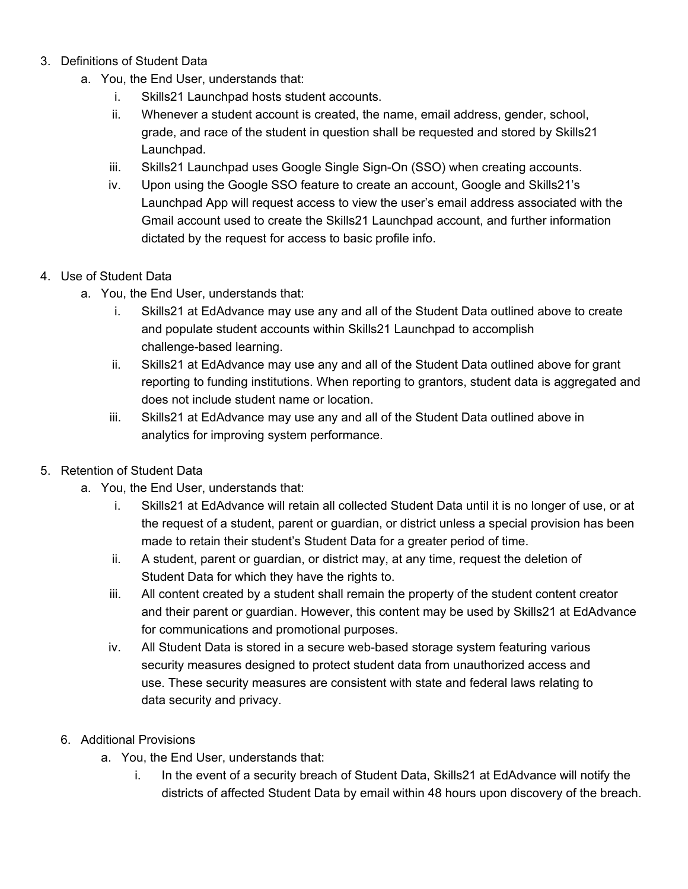3. Definitions of Student Data
    a. You, the End User, understands that:
        i. Skills21 Launchpad hosts student accounts.
        ii. Whenever a student account is created, the name, email address, gender, school, grade, and race of the student in question shall be requested and stored by Skills21 Launchpad.
        iii. Skills21 Launchpad uses Google Single Sign-On (SSO) when creating accounts.
        iv. Upon using the Google SSO feature to create an account, Google and Skills21's Launchpad App will request access to view the user's email address associated with the Gmail account used to create the Skills21 Launchpad account, and further information dictated by the request for access to basic profile info.

4. Use of Student Data
    a. You, the End User, understands that:
        i. Skills21 at EdAdvance may use any and all of the Student Data outlined above to create and populate student accounts within Skills21 Launchpad to accomplish challenge-based learning.
        ii. Skills21 at EdAdvance may use any and all of the Student Data outlined above for grant reporting to funding institutions. When reporting to grantors, student data is aggregated and does not include student name or location.
        iii. Skills21 at EdAdvance may use any and all of the Student Data outlined above in analytics for improving system performance.

5. Retention of Student Data
    a. You, the End User, understands that:
        i. Skills21 at EdAdvance will retain all collected Student Data until it is no longer of use, or at the request of a student, parent or guardian, or district unless a special provision has been made to retain their student's Student Data for a greater period of time.
        ii. A student, parent or guardian, or district may, at any time, request the deletion of Student Data for which they have the rights to.
        iii. All content created by a student shall remain the property of the student content creator and their parent or guardian. However, this content may be used by Skills21 at EdAdvance for communications and promotional purposes.
        iv. All Student Data is stored in a secure web-based storage system featuring various security measures designed to protect student data from unauthorized access and use. These security measures are consistent with state and federal laws relating to data security and privacy.

6. Additional Provisions
    a. You, the End User, understands that:
        i. In the event of a security breach of Student Data, Skills21 at EdAdvance will notify the districts of affected Student Data by email within 48 hours upon discovery of the breach.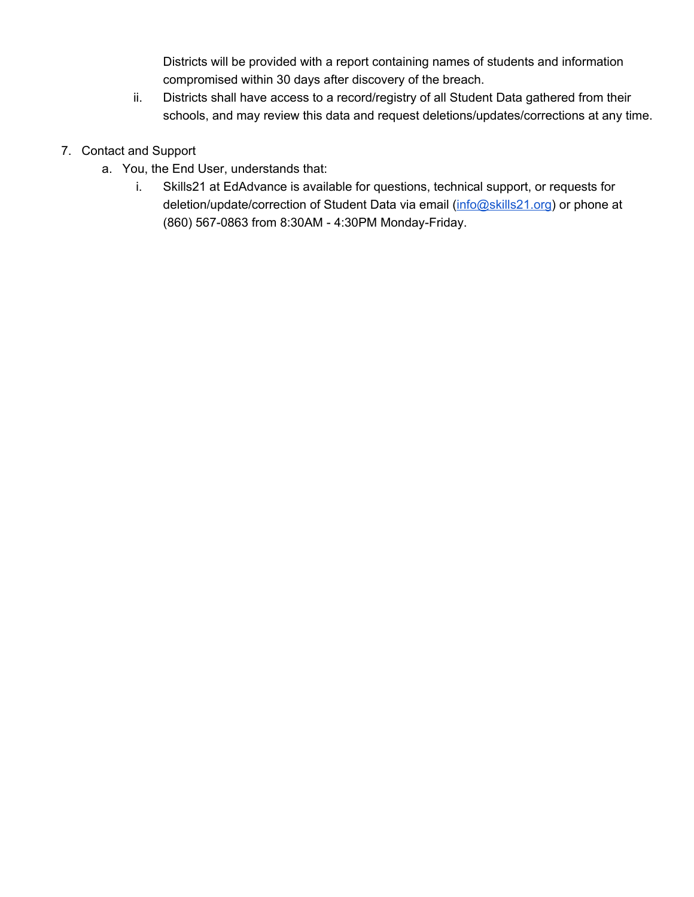Districts will be provided with a report containing names of students and information compromised within 30 days after discovery of the breach.

ii. Districts shall have access to a record/registry of all Student Data gathered from their schools, and may review this data and request deletions/updates/corrections at any time.

7. Contact and Support
   a. You, the End User, understands that:
      i. Skills21 at EdAdvance is available for questions, technical support, or requests for deletion/update/correction of Student Data via email (info@skills21.org) or phone at (860) 567-0863 from 8:30AM - 4:30PM Monday-Friday.